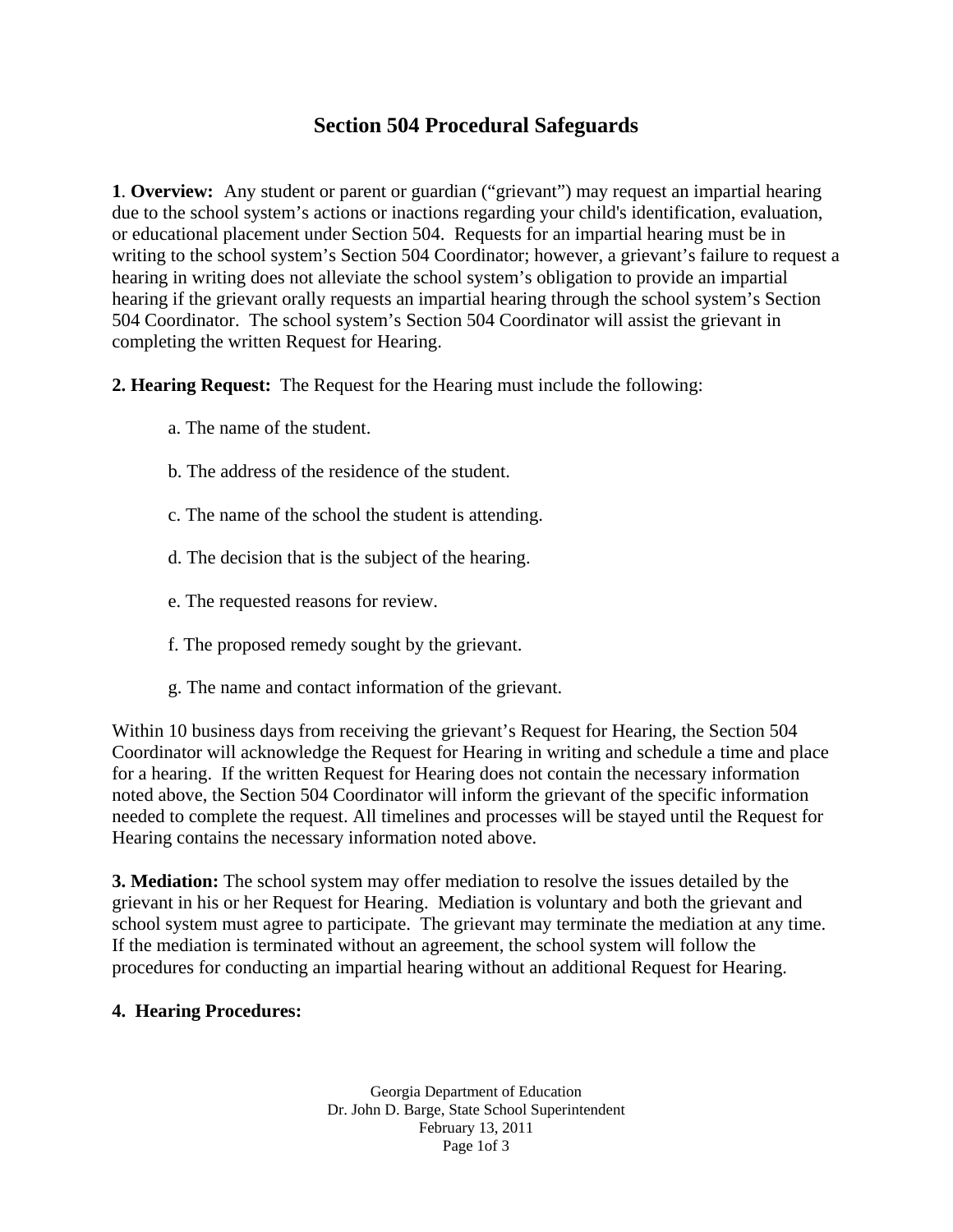# Section 504 Procedural Safeguards

**1**. **Overview:** Any student or parent or guardian ("grievant") may request an impartial hearing due to the school system's actions or inactions regarding your child's identification, evaluation, or educational placement under Section 504. Requests for an impartial hearing must be in writing to the school system's Section 504 Coordinator; however, a grievant's failure to request a hearing in writing does not alleviate the school system's obligation to provide an impartial hearing if the grievant orally requests an impartial hearing through the school system's Section 504 Coordinator. The school system's Section 504 Coordinator will assist the grievant in completing the written Request for Hearing.

**2. Hearing Request:** The Request for the Hearing must include the following:

a. The name of the student.

b. The address of the residence of the student.

c. The name of the school the student is attending.

d. The decision that is the subject of the hearing.

e. The requested reasons for review.

f. The proposed remedy sought by the grievant.

g. The name and contact information of the grievant.

Within 10 business days from receiving the grievant's Request for Hearing, the Section 504 Coordinator will acknowledge the Request for Hearing in writing and schedule a time and place for a hearing. If the written Request for Hearing does not contain the necessary information noted above, the Section 504 Coordinator will inform the grievant of the specific information needed to complete the request. All timelines and processes will be stayed until the Request for Hearing contains the necessary information noted above.

**3. Mediation:** The school system may offer mediation to resolve the issues detailed by the grievant in his or her Request for Hearing. Mediation is voluntary and both the grievant and school system must agree to participate. The grievant may terminate the mediation at any time. If the mediation is terminated without an agreement, the school system will follow the procedures for conducting an impartial hearing without an additional Request for Hearing.

**4. Hearing Procedures:**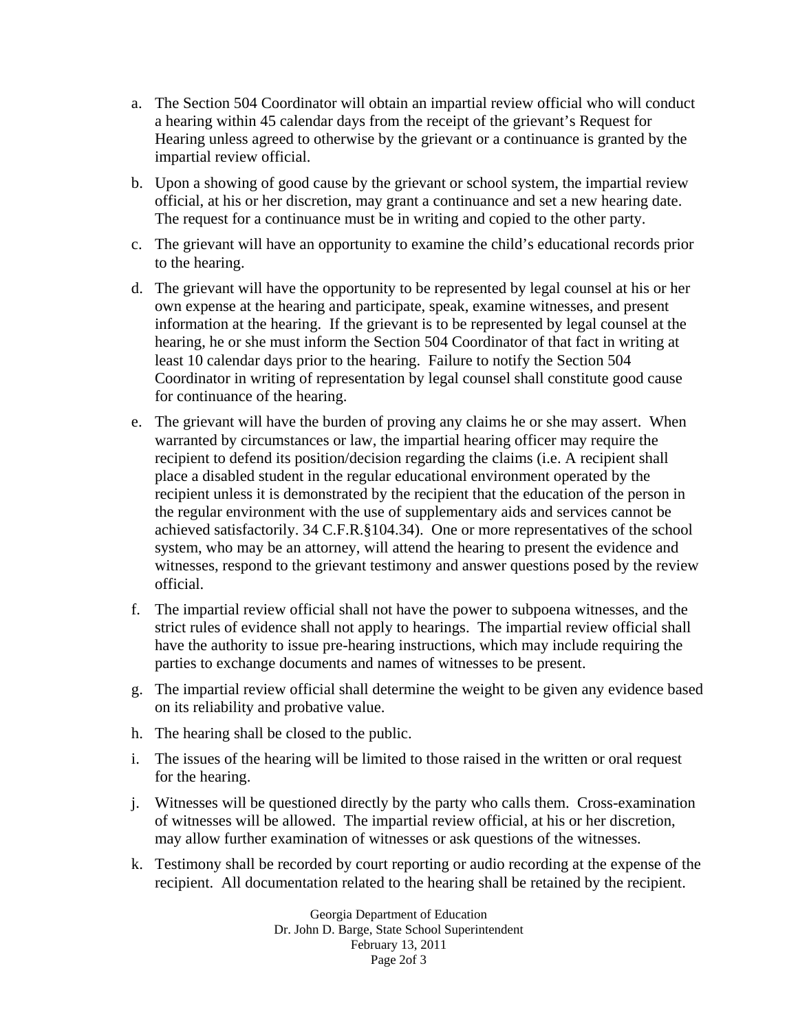a. The Section 504 Coordinator will obtain an impartial review official who will conduct a hearing within 45 calendar days from the receipt of the grievant's Request for Hearing unless agreed to otherwise by the grievant or a continuance is granted by the impartial review official.

b. Upon a showing of good cause by the grievant or school system, the impartial review official, at his or her discretion, may grant a continuance and set a new hearing date. The request for a continuance must be in writing and copied to the other party.

c. The grievant will have an opportunity to examine the child's educational records prior to the hearing.

d. The grievant will have the opportunity to be represented by legal counsel at his or her own expense at the hearing and participate, speak, examine witnesses, and present information at the hearing. If the grievant is to be represented by legal counsel at the hearing, he or she must inform the Section 504 Coordinator of that fact in writing at least 10 calendar days prior to the hearing. Failure to notify the Section 504 Coordinator in writing of representation by legal counsel shall constitute good cause for continuance of the hearing.

e. The grievant will have the burden of proving any claims he or she may assert. When warranted by circumstances or law, the impartial hearing officer may require the recipient to defend its position/decision regarding the claims (i.e. A recipient shall place a disabled student in the regular educational environment operated by the recipient unless it is demonstrated by the recipient that the education of the person in the regular environment with the use of supplementary aids and services cannot be achieved satisfactorily. 34 C.F.R.§104.34). One or more representatives of the school system, who may be an attorney, will attend the hearing to present the evidence and witnesses, respond to the grievant testimony and answer questions posed by the review official.

f. The impartial review official shall not have the power to subpoena witnesses, and the strict rules of evidence shall not apply to hearings. The impartial review official shall have the authority to issue pre-hearing instructions, which may include requiring the parties to exchange documents and names of witnesses to be present.

g. The impartial review official shall determine the weight to be given any evidence based on its reliability and probative value.

h. The hearing shall be closed to the public.

i. The issues of the hearing will be limited to those raised in the written or oral request for the hearing.

j. Witnesses will be questioned directly by the party who calls them. Cross-examination of witnesses will be allowed. The impartial review official, at his or her discretion, may allow further examination of witnesses or ask questions of the witnesses.

k. Testimony shall be recorded by court reporting or audio recording at the expense of the recipient. All documentation related to the hearing shall be retained by the recipient.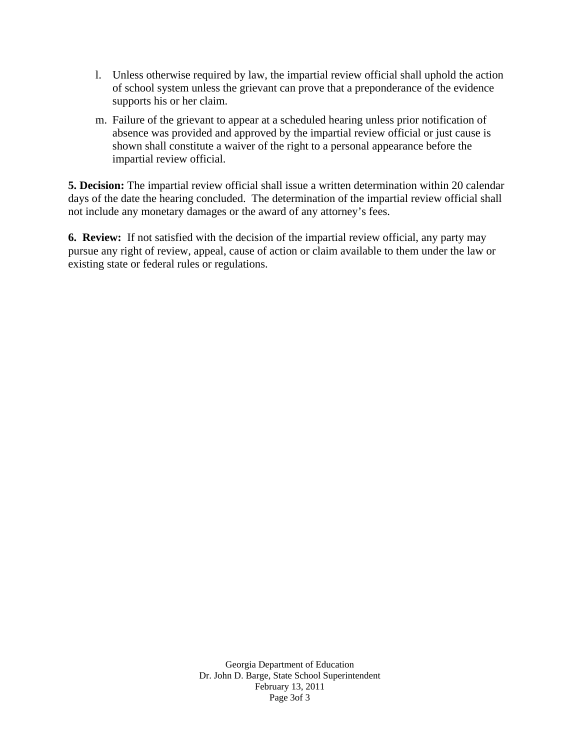l. Unless otherwise required by law, the impartial review official shall uphold the action of school system unless the grievant can prove that a preponderance of the evidence supports his or her claim.

m. Failure of the grievant to appear at a scheduled hearing unless prior notification of absence was provided and approved by the impartial review official or just cause is shown shall constitute a waiver of the right to a personal appearance before the impartial review official.

**5. Decision:** The impartial review official shall issue a written determination within 20 calendar days of the date the hearing concluded. The determination of the impartial review official shall not include any monetary damages or the award of any attorney's fees.

**6. Review:** If not satisfied with the decision of the impartial review official, any party may pursue any right of review, appeal, cause of action or claim available to them under the law or existing state or federal rules or regulations.